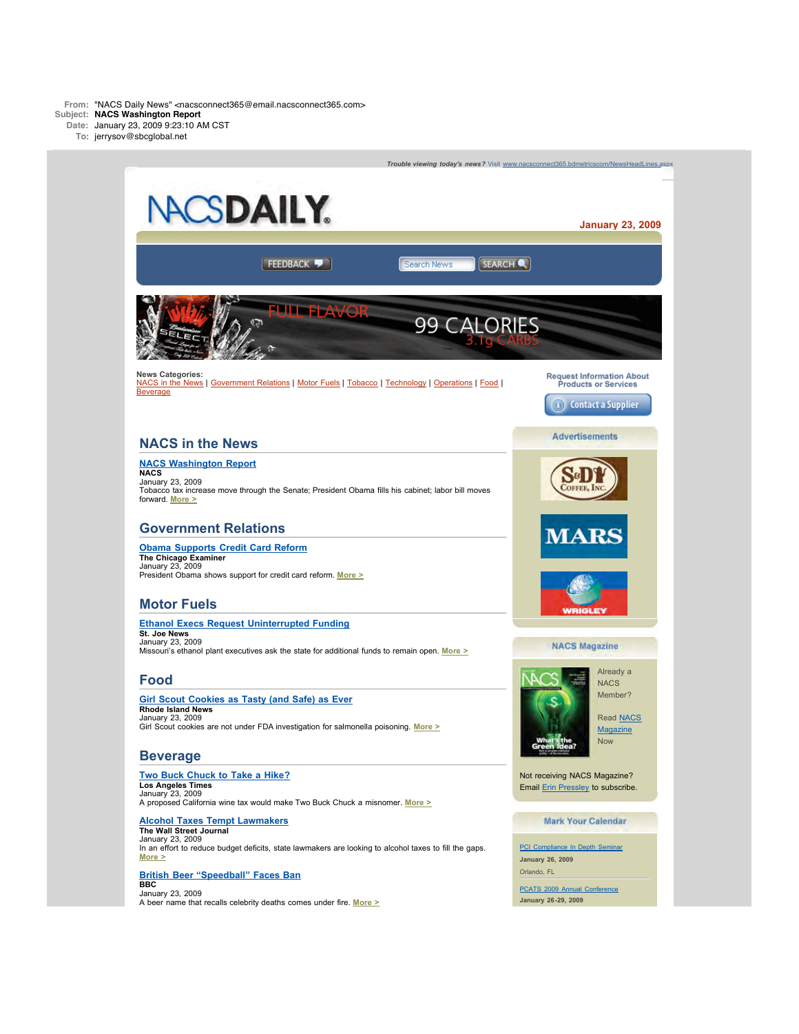**From:** "NACS Daily News" <nacsconnect365@email.nacsconnect365.com>
**Subject:** **NACS Washington Report**
**Date:** January 23, 2009 9:23:10 AM CST
**To:** jerrysov@sbcglobal.net

*Trouble viewing today's news?* Visit www.nacsconnect365.bdmetricscom/NewsHeadLines.aspx

# NACSDAILY

**January 23, 2009**

FEEDBACK | Search News | SEARCH

FULL FLAVOR 99 CALORIES 3.1g CARBS

**News Categories:**
NACS in the News | Government Relations | Motor Fuels | Tobacco | Technology | Operations | Food | Beverage

Request Information About Products or Services

Contact a Supplier

## NACS in the News

**NACS Washington Report**
**NACS**
January 23, 2009
Tobacco tax increase move through the Senate; President Obama fills his cabinet; labor bill moves forward. More >

## Government Relations

**Obama Supports Credit Card Reform**
**The Chicago Examiner**
January 23, 2009
President Obama shows support for credit card reform. More >

## Motor Fuels

**Ethanol Execs Request Uninterrupted Funding**
**St. Joe News**
January 23, 2009
Missouri's ethanol plant executives ask the state for additional funds to remain open. More >

## Food

**Girl Scout Cookies as Tasty (and Safe) as Ever**
**Rhode Island News**
January 23, 2009
Girl Scout cookies are not under FDA investigation for salmonella poisoning. More >

## Beverage

**Two Buck Chuck to Take a Hike?**
**Los Angeles Times**
January 23, 2009
A proposed California wine tax would make Two Buck Chuck a misnomer. More >

**Alcohol Taxes Tempt Lawmakers**
**The Wall Street Journal**
January 23, 2009
In an effort to reduce budget deficits, state lawmakers are looking to alcohol taxes to fill the gaps. More >

**British Beer "Speedball" Faces Ban**
**BBC**
January 23, 2009
A beer name that recalls celebrity deaths comes under fire. More >

### Advertisements

S&D Coffee, Inc.

MARS

WRIGLEY

### NACS Magazine

Already a NACS Member?

Read NACS Magazine Now

Not receiving NACS Magazine? Email Erin Pressley to subscribe.

### Mark Your Calendar

PCI Compliance In Depth Seminar
**January 26, 2009**
Orlando, FL

PCATS 2009 Annual Conference
**January 26-29, 2009**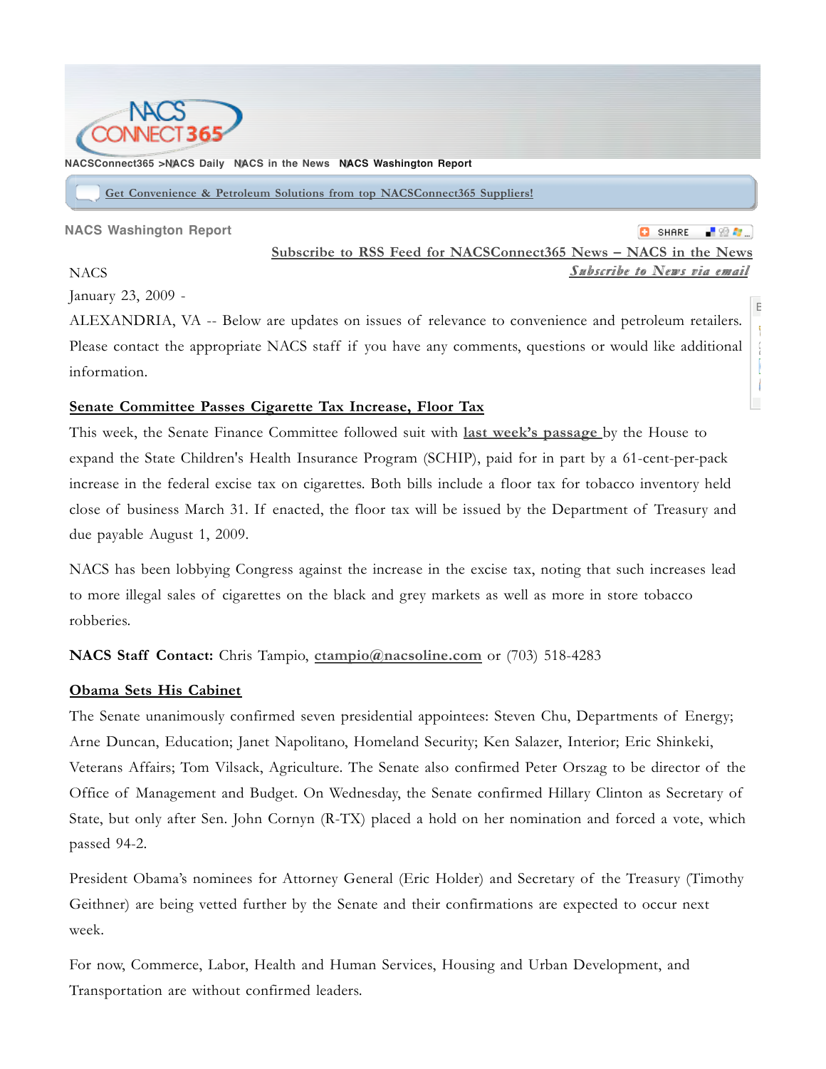NACSConnect365 >NACS Daily NACS in the News NACS Washington Report

Get Convenience & Petroleum Solutions from top NACSConnect365 Suppliers!

## NACS Washington Report

Subscribe to RSS Feed for NACSConnect365 News – NACS in the News

Subscribe to News via email

NACS

January 23, 2009 -

ALEXANDRIA, VA -- Below are updates on issues of relevance to convenience and petroleum retailers. Please contact the appropriate NACS staff if you have any comments, questions or would like additional information.

### Senate Committee Passes Cigarette Tax Increase, Floor Tax

This week, the Senate Finance Committee followed suit with last week's passage by the House to expand the State Children's Health Insurance Program (SCHIP), paid for in part by a 61-cent-per-pack increase in the federal excise tax on cigarettes. Both bills include a floor tax for tobacco inventory held close of business March 31. If enacted, the floor tax will be issued by the Department of Treasury and due payable August 1, 2009.

NACS has been lobbying Congress against the increase in the excise tax, noting that such increases lead to more illegal sales of cigarettes on the black and grey markets as well as more in store tobacco robberies.

**NACS Staff Contact:** Chris Tampio, ctampio@nacsoline.com or (703) 518-4283

### Obama Sets His Cabinet

The Senate unanimously confirmed seven presidential appointees: Steven Chu, Departments of Energy; Arne Duncan, Education; Janet Napolitano, Homeland Security; Ken Salazer, Interior; Eric Shinkeki, Veterans Affairs; Tom Vilsack, Agriculture. The Senate also confirmed Peter Orszag to be director of the Office of Management and Budget. On Wednesday, the Senate confirmed Hillary Clinton as Secretary of State, but only after Sen. John Cornyn (R-TX) placed a hold on her nomination and forced a vote, which passed 94-2.

President Obama's nominees for Attorney General (Eric Holder) and Secretary of the Treasury (Timothy Geithner) are being vetted further by the Senate and their confirmations are expected to occur next week.

For now, Commerce, Labor, Health and Human Services, Housing and Urban Development, and Transportation are without confirmed leaders.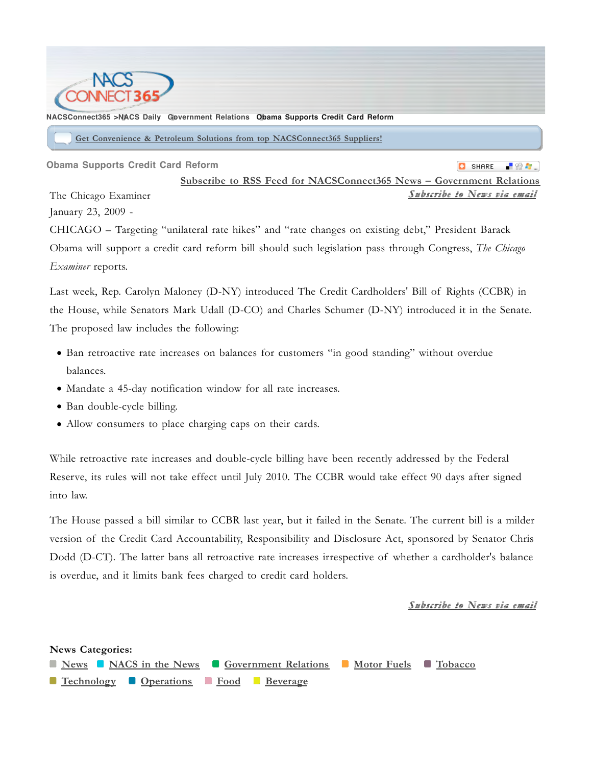NACSConnect365 >NACS Daily Government Relations Obama Supports Credit Card Reform

Get Convenience & Petroleum Solutions from top NACSConnect365 Suppliers!

## Obama Supports Credit Card Reform

SHARE

Subscribe to RSS Feed for NACSConnect365 News – Government Relations

Subscribe to News via email

The Chicago Examiner

January 23, 2009 -

CHICAGO – Targeting "unilateral rate hikes" and "rate changes on existing debt," President Barack Obama will support a credit card reform bill should such legislation pass through Congress, *The Chicago Examiner* reports.

Last week, Rep. Carolyn Maloney (D-NY) introduced The Credit Cardholders' Bill of Rights (CCBR) in the House, while Senators Mark Udall (D-CO) and Charles Schumer (D-NY) introduced it in the Senate. The proposed law includes the following:

- Ban retroactive rate increases on balances for customers "in good standing" without overdue balances.
- Mandate a 45-day notification window for all rate increases.
- Ban double-cycle billing.
- Allow consumers to place charging caps on their cards.

While retroactive rate increases and double-cycle billing have been recently addressed by the Federal Reserve, its rules will not take effect until July 2010. The CCBR would take effect 90 days after signed into law.

The House passed a bill similar to CCBR last year, but it failed in the Senate. The current bill is a milder version of the Credit Card Accountability, Responsibility and Disclosure Act, sponsored by Senator Chris Dodd (D-CT). The latter bans all retroactive rate increases irrespective of whether a cardholder's balance is overdue, and it limits bank fees charged to credit card holders.

Subscribe to News via email

**News Categories:**

News | NACS in the News | Government Relations | Motor Fuels | Tobacco | Technology | Operations | Food | Beverage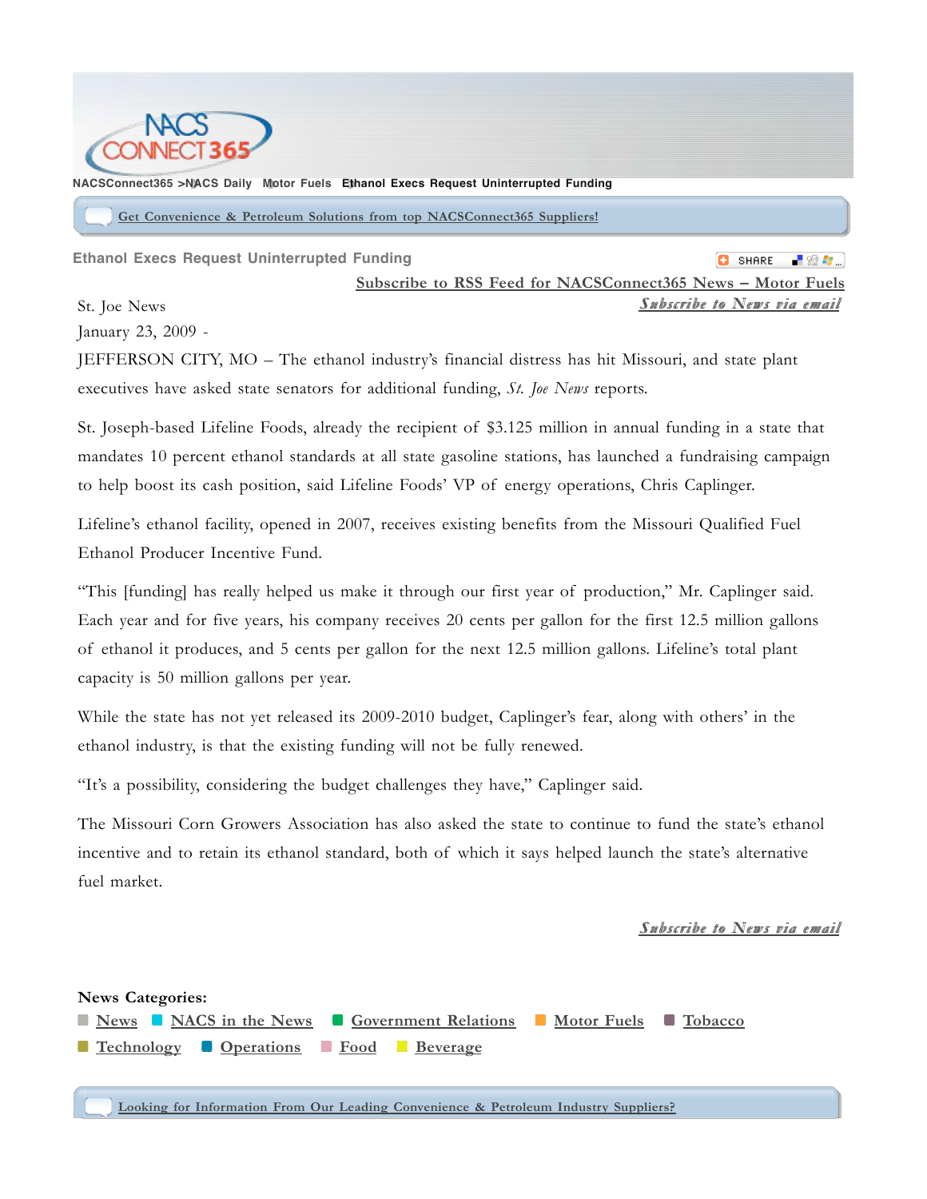NACSConnect365 > NACS Daily   Motor Fuels   Ethanol Execs Request Uninterrupted Funding

Get Convenience & Petroleum Solutions from top NACSConnect365 Suppliers!

## Ethanol Execs Request Uninterrupted Funding

Subscribe to RSS Feed for NACSConnect365 News – Motor Fuels

Subscribe to News via email

St. Joe News

January 23, 2009 -

JEFFERSON CITY, MO – The ethanol industry's financial distress has hit Missouri, and state plant executives have asked state senators for additional funding, *St. Joe News* reports.

St. Joseph-based Lifeline Foods, already the recipient of $3.125 million in annual funding in a state that mandates 10 percent ethanol standards at all state gasoline stations, has launched a fundraising campaign to help boost its cash position, said Lifeline Foods' VP of energy operations, Chris Caplinger.

Lifeline's ethanol facility, opened in 2007, receives existing benefits from the Missouri Qualified Fuel Ethanol Producer Incentive Fund.

"This [funding] has really helped us make it through our first year of production," Mr. Caplinger said. Each year and for five years, his company receives 20 cents per gallon for the first 12.5 million gallons of ethanol it produces, and 5 cents per gallon for the next 12.5 million gallons. Lifeline's total plant capacity is 50 million gallons per year.

While the state has not yet released its 2009-2010 budget, Caplinger's fear, along with others' in the ethanol industry, is that the existing funding will not be fully renewed.

"It's a possibility, considering the budget challenges they have," Caplinger said.

The Missouri Corn Growers Association has also asked the state to continue to fund the state's ethanol incentive and to retain its ethanol standard, both of which it says helped launch the state's alternative fuel market.

Subscribe to News via email

**News Categories:**

News | NACS in the News | Government Relations | Motor Fuels | Tobacco | Technology | Operations | Food | Beverage

Looking for Information From Our Leading Convenience & Petroleum Industry Suppliers?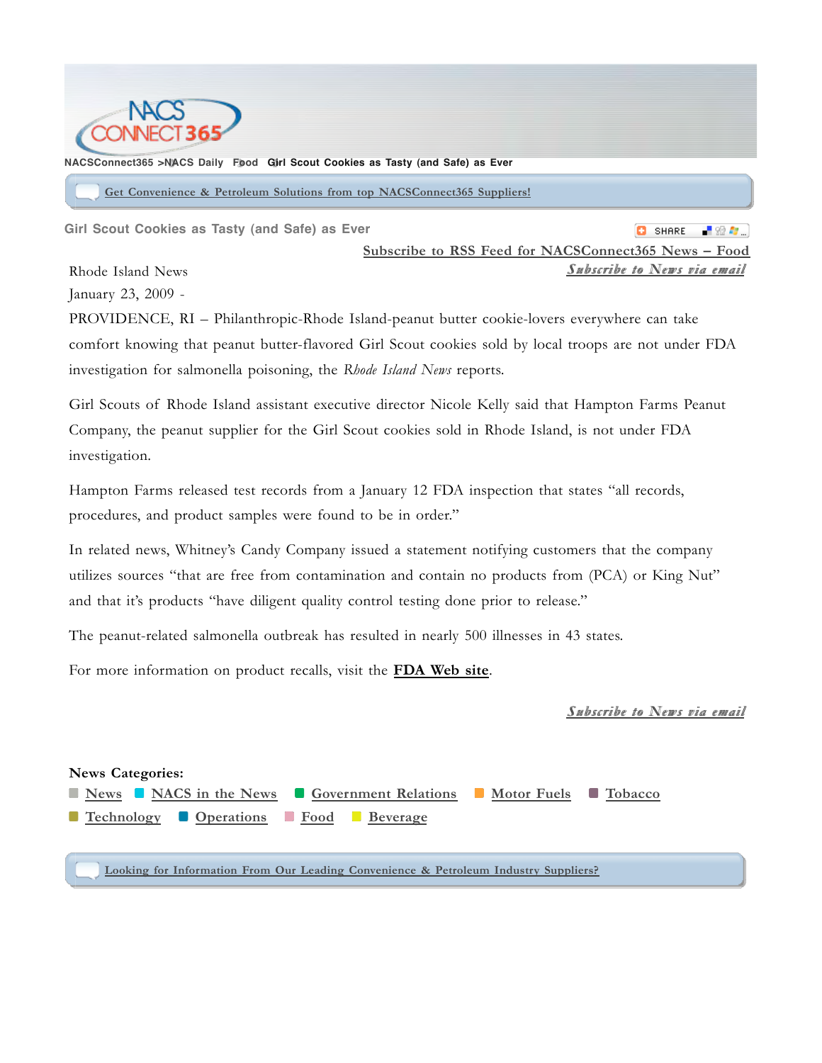NACSConnect365 > NACS Daily Food Girl Scout Cookies as Tasty (and Safe) as Ever

Get Convenience & Petroleum Solutions from top NACSConnect365 Suppliers!

## Girl Scout Cookies as Tasty (and Safe) as Ever

SHARE

Subscribe to RSS Feed for NACSConnect365 News – Food

Subscribe to News via email

Rhode Island News

January 23, 2009 -

PROVIDENCE, RI – Philanthropic-Rhode Island-peanut butter cookie-lovers everywhere can take comfort knowing that peanut butter-flavored Girl Scout cookies sold by local troops are not under FDA investigation for salmonella poisoning, the *Rhode Island News* reports.

Girl Scouts of Rhode Island assistant executive director Nicole Kelly said that Hampton Farms Peanut Company, the peanut supplier for the Girl Scout cookies sold in Rhode Island, is not under FDA investigation.

Hampton Farms released test records from a January 12 FDA inspection that states "all records, procedures, and product samples were found to be in order."

In related news, Whitney's Candy Company issued a statement notifying customers that the company utilizes sources "that are free from contamination and contain no products from (PCA) or King Nut" and that it's products "have diligent quality control testing done prior to release."

The peanut-related salmonella outbreak has resulted in nearly 500 illnesses in 43 states.

For more information on product recalls, visit the **FDA Web site**.

Subscribe to News via email

**News Categories:**

News | NACS in the News | Government Relations | Motor Fuels | Tobacco | Technology | Operations | Food | Beverage

Looking for Information From Our Leading Convenience & Petroleum Industry Suppliers?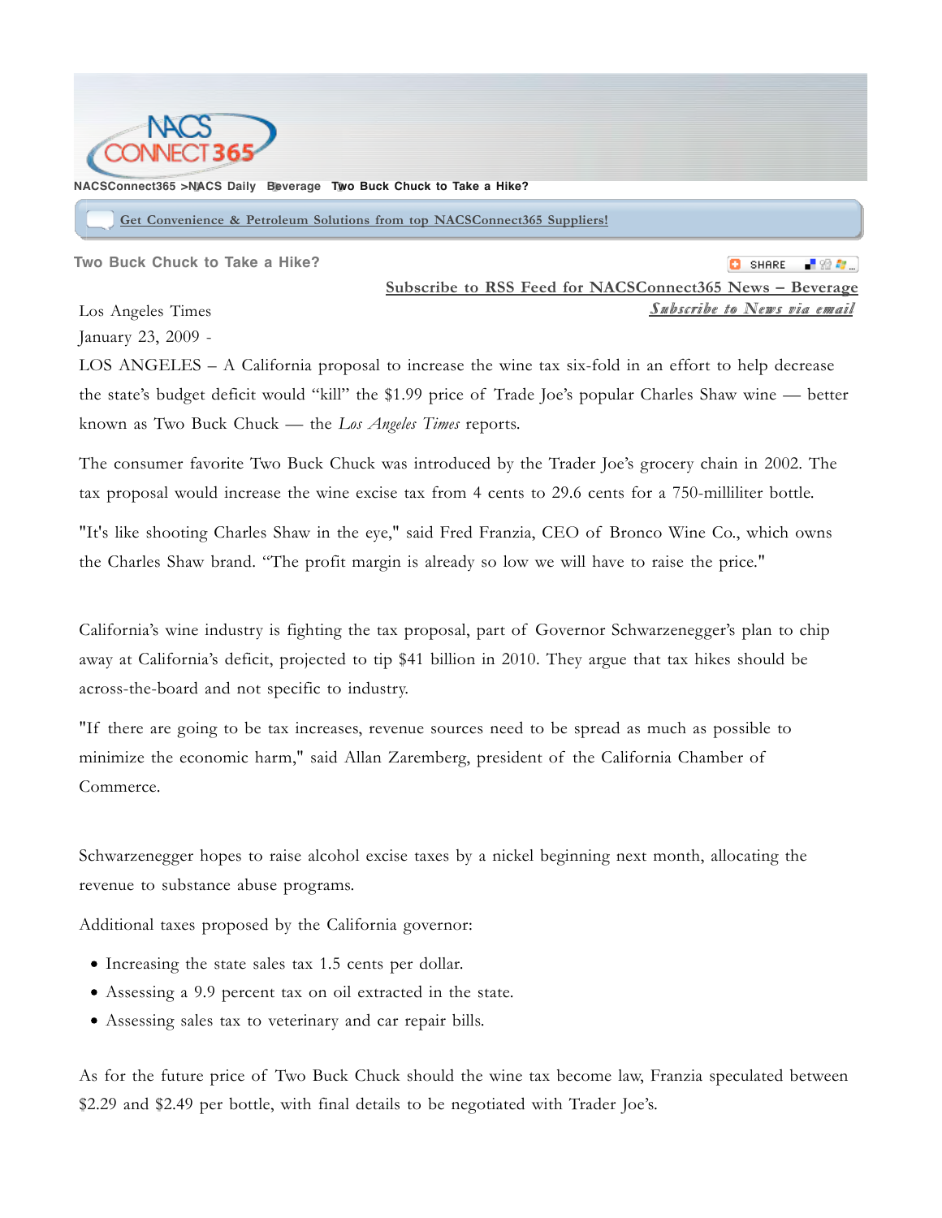NACSConnect365 > NACS Daily Beverage Two Buck Chuck to Take a Hike?

Get Convenience & Petroleum Solutions from top NACSConnect365 Suppliers!

## Two Buck Chuck to Take a Hike?

Subscribe to RSS Feed for NACSConnect365 News – Beverage

*Subscribe to News via email*

Los Angeles Times

January 23, 2009 -

LOS ANGELES – A California proposal to increase the wine tax six-fold in an effort to help decrease the state's budget deficit would "kill" the $1.99 price of Trade Joe's popular Charles Shaw wine — better known as Two Buck Chuck — the *Los Angeles Times* reports.

The consumer favorite Two Buck Chuck was introduced by the Trader Joe's grocery chain in 2002. The tax proposal would increase the wine excise tax from 4 cents to 29.6 cents for a 750-milliliter bottle.

"It's like shooting Charles Shaw in the eye," said Fred Franzia, CEO of Bronco Wine Co., which owns the Charles Shaw brand. "The profit margin is already so low we will have to raise the price."

California's wine industry is fighting the tax proposal, part of Governor Schwarzenegger's plan to chip away at California's deficit, projected to tip $41 billion in 2010. They argue that tax hikes should be across-the-board and not specific to industry.

"If there are going to be tax increases, revenue sources need to be spread as much as possible to minimize the economic harm," said Allan Zaremberg, president of the California Chamber of Commerce.

Schwarzenegger hopes to raise alcohol excise taxes by a nickel beginning next month, allocating the revenue to substance abuse programs.

Additional taxes proposed by the California governor:

- Increasing the state sales tax 1.5 cents per dollar.
- Assessing a 9.9 percent tax on oil extracted in the state.
- Assessing sales tax to veterinary and car repair bills.

As for the future price of Two Buck Chuck should the wine tax become law, Franzia speculated between $2.29 and $2.49 per bottle, with final details to be negotiated with Trader Joe's.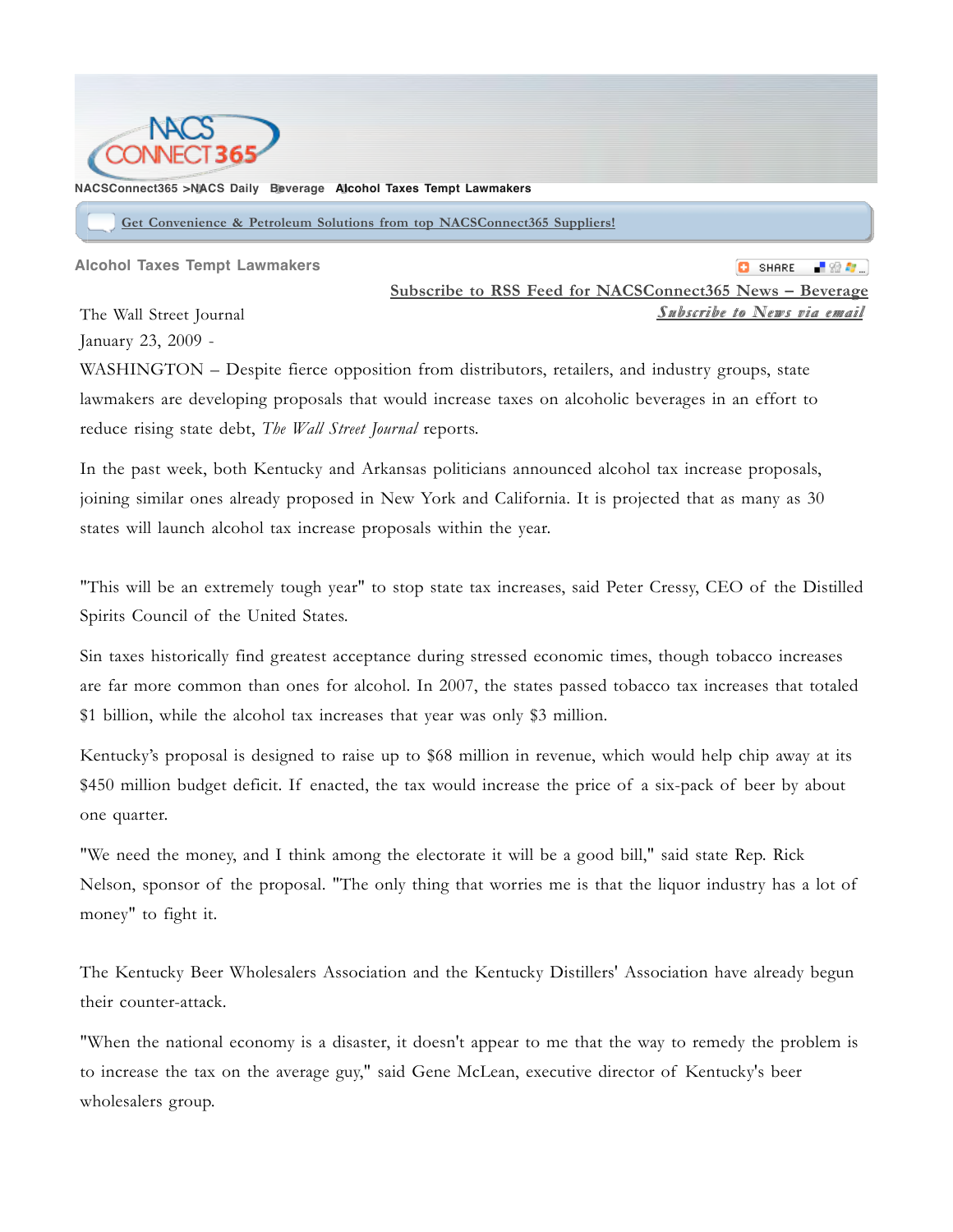NACSConnect365 > NACS Daily > Beverage > Alcohol Taxes Tempt Lawmakers

Get Convenience & Petroleum Solutions from top NACSConnect365 Suppliers!

## Alcohol Taxes Tempt Lawmakers

Subscribe to RSS Feed for NACSConnect365 News – Beverage

Subscribe to News via email

The Wall Street Journal
January 23, 2009 -

WASHINGTON – Despite fierce opposition from distributors, retailers, and industry groups, state lawmakers are developing proposals that would increase taxes on alcoholic beverages in an effort to reduce rising state debt, *The Wall Street Journal* reports.

In the past week, both Kentucky and Arkansas politicians announced alcohol tax increase proposals, joining similar ones already proposed in New York and California. It is projected that as many as 30 states will launch alcohol tax increase proposals within the year.

"This will be an extremely tough year" to stop state tax increases, said Peter Cressy, CEO of the Distilled Spirits Council of the United States.

Sin taxes historically find greatest acceptance during stressed economic times, though tobacco increases are far more common than ones for alcohol. In 2007, the states passed tobacco tax increases that totaled $1 billion, while the alcohol tax increases that year was only $3 million.

Kentucky's proposal is designed to raise up to $68 million in revenue, which would help chip away at its $450 million budget deficit. If enacted, the tax would increase the price of a six-pack of beer by about one quarter.

"We need the money, and I think among the electorate it will be a good bill," said state Rep. Rick Nelson, sponsor of the proposal. "The only thing that worries me is that the liquor industry has a lot of money" to fight it.

The Kentucky Beer Wholesalers Association and the Kentucky Distillers' Association have already begun their counter-attack.

"When the national economy is a disaster, it doesn't appear to me that the way to remedy the problem is to increase the tax on the average guy," said Gene McLean, executive director of Kentucky's beer wholesalers group.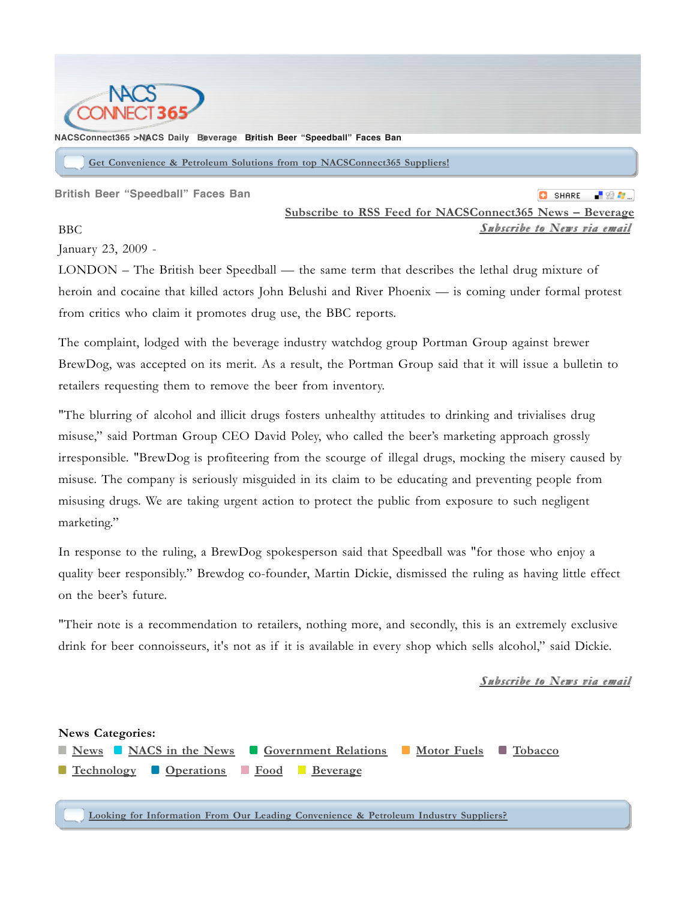NACSConnect365 > NACS Daily Beverage British Beer "Speedball" Faces Ban

[Get Convenience & Petroleum Solutions from top NACSConnect365 Suppliers!]

## British Beer "Speedball" Faces Ban

SHARE

Subscribe to RSS Feed for NACSConnect365 News – Beverage

*Subscribe to News via email*

BBC

January 23, 2009 -

LONDON – The British beer Speedball — the same term that describes the lethal drug mixture of heroin and cocaine that killed actors John Belushi and River Phoenix — is coming under formal protest from critics who claim it promotes drug use, the BBC reports.

The complaint, lodged with the beverage industry watchdog group Portman Group against brewer BrewDog, was accepted on its merit. As a result, the Portman Group said that it will issue a bulletin to retailers requesting them to remove the beer from inventory.

"The blurring of alcohol and illicit drugs fosters unhealthy attitudes to drinking and trivialises drug misuse," said Portman Group CEO David Poley, who called the beer's marketing approach grossly irresponsible. "BrewDog is profiteering from the scourge of illegal drugs, mocking the misery caused by misuse. The company is seriously misguided in its claim to be educating and preventing people from misusing drugs. We are taking urgent action to protect the public from exposure to such negligent marketing."

In response to the ruling, a BrewDog spokesperson said that Speedball was "for those who enjoy a quality beer responsibly." Brewdog co-founder, Martin Dickie, dismissed the ruling as having little effect on the beer's future.

"Their note is a recommendation to retailers, nothing more, and secondly, this is an extremely exclusive drink for beer connoisseurs, it's not as if it is available in every shop which sells alcohol," said Dickie.

*Subscribe to News via email*

**News Categories:**

News | NACS in the News | Government Relations | Motor Fuels | Tobacco | Technology | Operations | Food | Beverage

[Looking for Information From Our Leading Convenience & Petroleum Industry Suppliers?]